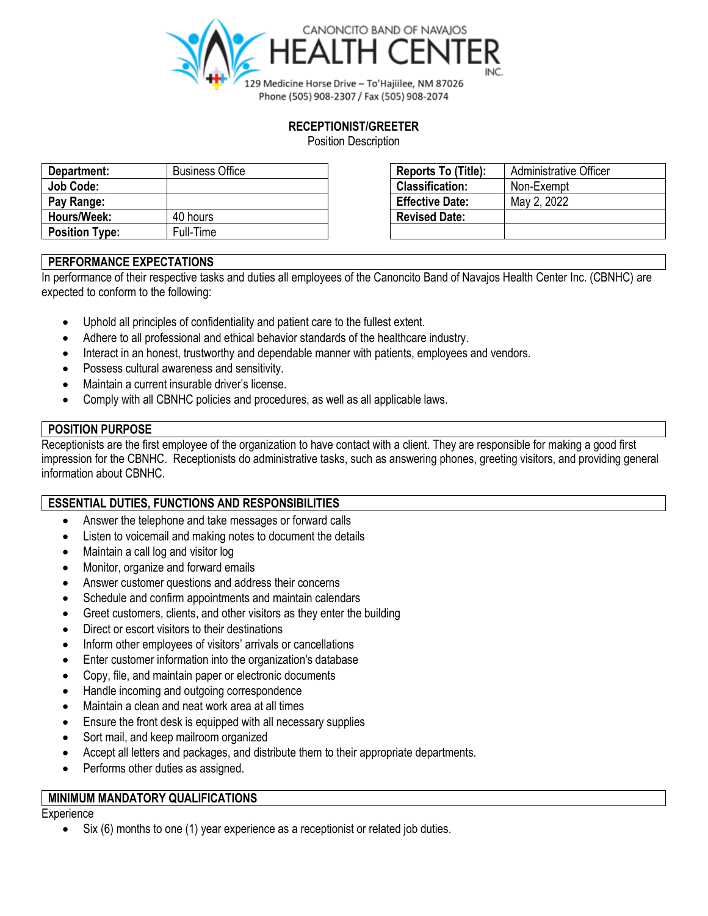CANONCITO BAND OF NAVAJOS
# HEALTH CENTER INC.

129 Medicine Horse Drive – To'Hajiilee, NM 87026
Phone (505) 908-2307 / Fax (505) 908-2074

## RECEPTIONIST/GREETER

Position Description

| **Department:** | Business Office |
|---|---|
| **Job Code:** | |
| **Pay Range:** | |
| **Hours/Week:** | 40 hours |
| **Position Type:** | Full-Time |

| **Reports To (Title):** | Administrative Officer |
|---|---|
| **Classification:** | Non-Exempt |
| **Effective Date:** | May 2, 2022 |
| **Revised Date:** | |
| | |

### PERFORMANCE EXPECTATIONS

In performance of their respective tasks and duties all employees of the Canoncito Band of Navajos Health Center Inc. (CBNHC) are expected to conform to the following:

- Uphold all principles of confidentiality and patient care to the fullest extent.
- Adhere to all professional and ethical behavior standards of the healthcare industry.
- Interact in an honest, trustworthy and dependable manner with patients, employees and vendors.
- Possess cultural awareness and sensitivity.
- Maintain a current insurable driver's license.
- Comply with all CBNHC policies and procedures, as well as all applicable laws.

### POSITION PURPOSE

Receptionists are the first employee of the organization to have contact with a client. They are responsible for making a good first impression for the CBNHC. Receptionists do administrative tasks, such as answering phones, greeting visitors, and providing general information about CBNHC.

### ESSENTIAL DUTIES, FUNCTIONS AND RESPONSIBILITIES

- Answer the telephone and take messages or forward calls
- Listen to voicemail and making notes to document the details
- Maintain a call log and visitor log
- Monitor, organize and forward emails
- Answer customer questions and address their concerns
- Schedule and confirm appointments and maintain calendars
- Greet customers, clients, and other visitors as they enter the building
- Direct or escort visitors to their destinations
- Inform other employees of visitors' arrivals or cancellations
- Enter customer information into the organization's database
- Copy, file, and maintain paper or electronic documents
- Handle incoming and outgoing correspondence
- Maintain a clean and neat work area at all times
- Ensure the front desk is equipped with all necessary supplies
- Sort mail, and keep mailroom organized
- Accept all letters and packages, and distribute them to their appropriate departments.
- Performs other duties as assigned.

### MINIMUM MANDATORY QUALIFICATIONS

Experience

- Six (6) months to one (1) year experience as a receptionist or related job duties.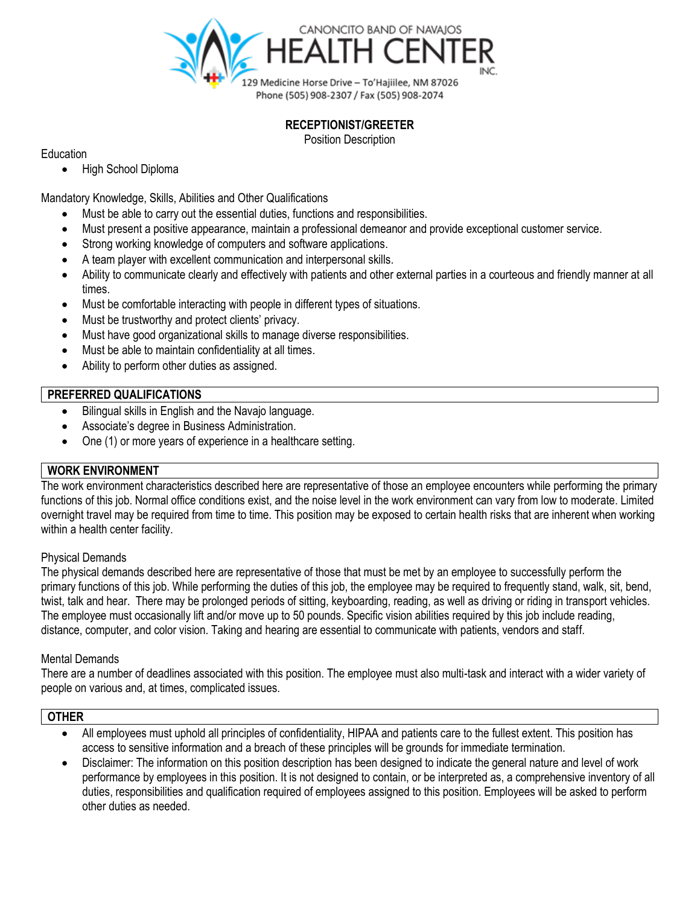CANONCITO BAND OF NAVAJOS
HEALTH CENTER INC.
129 Medicine Horse Drive – To'Hajiilee, NM 87026
Phone (505) 908-2307 / Fax (505) 908-2074

**RECEPTIONIST/GREETER**
Position Description

Education
- High School Diploma

Mandatory Knowledge, Skills, Abilities and Other Qualifications
- Must be able to carry out the essential duties, functions and responsibilities.
- Must present a positive appearance, maintain a professional demeanor and provide exceptional customer service.
- Strong working knowledge of computers and software applications.
- A team player with excellent communication and interpersonal skills.
- Ability to communicate clearly and effectively with patients and other external parties in a courteous and friendly manner at all times.
- Must be comfortable interacting with people in different types of situations.
- Must be trustworthy and protect clients' privacy.
- Must have good organizational skills to manage diverse responsibilities.
- Must be able to maintain confidentiality at all times.
- Ability to perform other duties as assigned.

## PREFERRED QUALIFICATIONS
- Bilingual skills in English and the Navajo language.
- Associate's degree in Business Administration.
- One (1) or more years of experience in a healthcare setting.

## WORK ENVIRONMENT
The work environment characteristics described here are representative of those an employee encounters while performing the primary functions of this job. Normal office conditions exist, and the noise level in the work environment can vary from low to moderate. Limited overnight travel may be required from time to time. This position may be exposed to certain health risks that are inherent when working within a health center facility.

Physical Demands
The physical demands described here are representative of those that must be met by an employee to successfully perform the primary functions of this job. While performing the duties of this job, the employee may be required to frequently stand, walk, sit, bend, twist, talk and hear. There may be prolonged periods of sitting, keyboarding, reading, as well as driving or riding in transport vehicles. The employee must occasionally lift and/or move up to 50 pounds. Specific vision abilities required by this job include reading, distance, computer, and color vision. Taking and hearing are essential to communicate with patients, vendors and staff.

Mental Demands
There are a number of deadlines associated with this position. The employee must also multi-task and interact with a wider variety of people on various and, at times, complicated issues.

## OTHER
- All employees must uphold all principles of confidentiality, HIPAA and patients care to the fullest extent. This position has access to sensitive information and a breach of these principles will be grounds for immediate termination.
- Disclaimer: The information on this position description has been designed to indicate the general nature and level of work performance by employees in this position. It is not designed to contain, or be interpreted as, a comprehensive inventory of all duties, responsibilities and qualification required of employees assigned to this position. Employees will be asked to perform other duties as needed.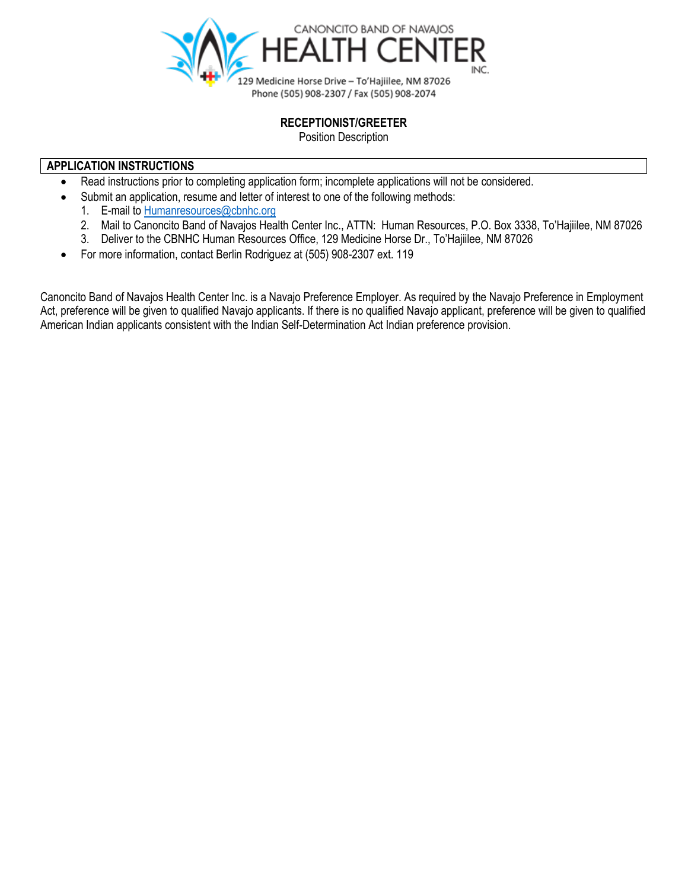CANONCITO BAND OF NAVAJOS

# HEALTH CENTER

INC.

129 Medicine Horse Drive – To'Hajiilee, NM 87026
Phone (505) 908-2307 / Fax (505) 908-2074

**RECEPTIONIST/GREETER**
Position Description

## APPLICATION INSTRUCTIONS

- Read instructions prior to completing application form; incomplete applications will not be considered.
- Submit an application, resume and letter of interest to one of the following methods:
  1. E-mail to Humanresources@cbnhc.org
  2. Mail to Canoncito Band of Navajos Health Center Inc., ATTN: Human Resources, P.O. Box 3338, To'Hajiilee, NM 87026
  3. Deliver to the CBNHC Human Resources Office, 129 Medicine Horse Dr., To'Hajiilee, NM 87026
- For more information, contact Berlin Rodriguez at (505) 908-2307 ext. 119

Canoncito Band of Navajos Health Center Inc. is a Navajo Preference Employer. As required by the Navajo Preference in Employment Act, preference will be given to qualified Navajo applicants. If there is no qualified Navajo applicant, preference will be given to qualified American Indian applicants consistent with the Indian Self-Determination Act Indian preference provision.